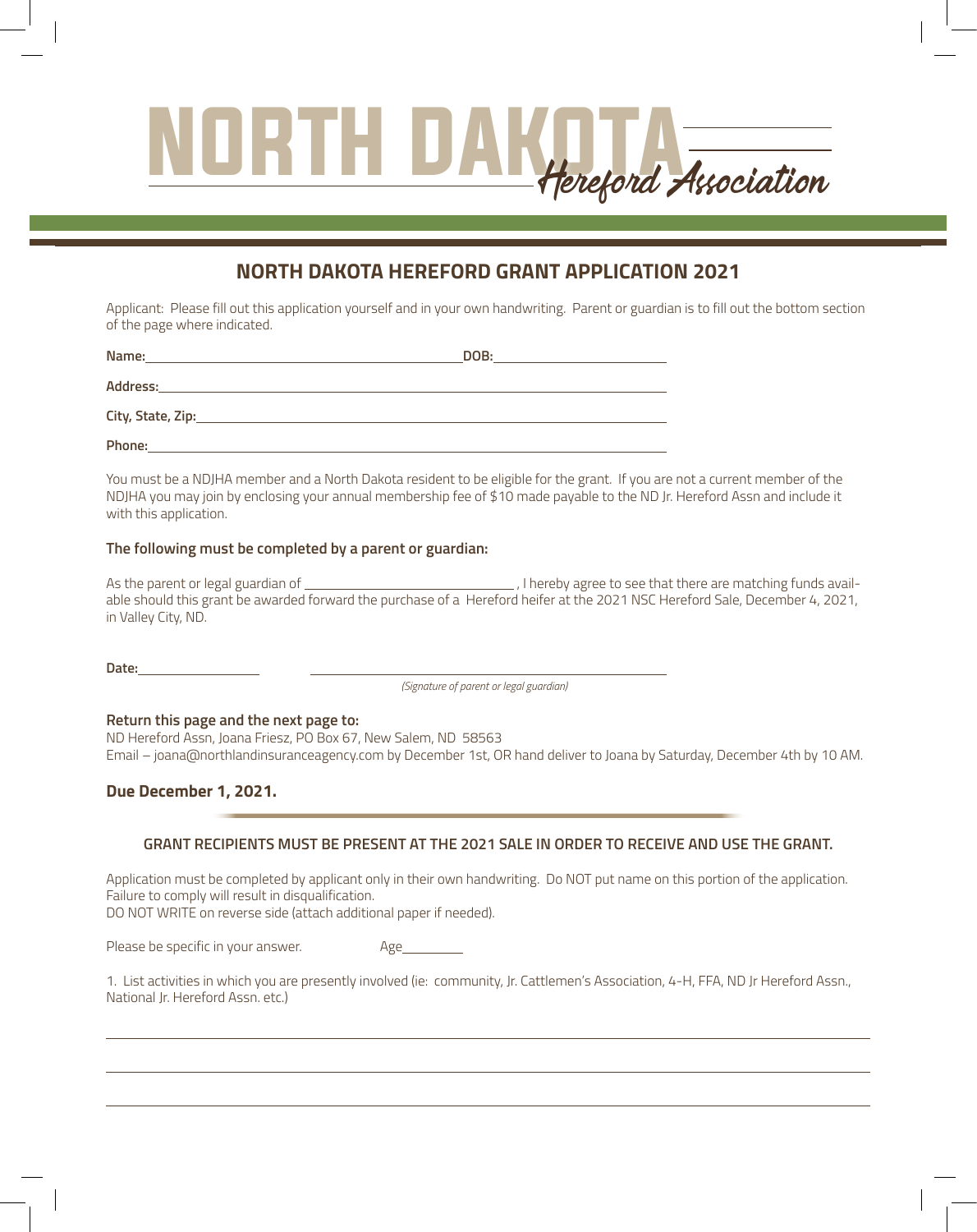# NORTH DAKOTA Hereford Association

## NORTH DAKOTA HEREFORD GRANT APPLICATION 2021

Applicant: Please fill out this application yourself and in your own handwriting. Parent or guardian is to fill out the bottom section of the page where indicated.

**Name:** ______________________________ **DOB:** ________________

**Address:** ______________________________________________

**City, State, Zip:** ________________________________________

**Phone:** _______________________________________________

You must be a NDJHA member and a North Dakota resident to be eligible for the grant. If you are not a current member of the NDJHA you may join by enclosing your annual membership fee of $10 made payable to the ND Jr. Hereford Assn and include it with this application.

**The following must be completed by a parent or guardian:**

As the parent or legal guardian of ____________________, I hereby agree to see that there are matching funds available should this grant be awarded forward the purchase of a Hereford heifer at the 2021 NSC Hereford Sale, December 4, 2021, in Valley City, ND.

**Date:** ____________ ______________________________

*(Signature of parent or legal guardian)*

**Return this page and the next page to:**
ND Hereford Assn, Joana Friesz, PO Box 67, New Salem, ND 58563
Email – joana@northlandinsuranceagency.com by December 1st, OR hand deliver to Joana by Saturday, December 4th by 10 AM.

**Due December 1, 2021.**

**GRANT RECIPIENTS MUST BE PRESENT AT THE 2021 SALE IN ORDER TO RECEIVE AND USE THE GRANT.**

Application must be completed by applicant only in their own handwriting. Do NOT put name on this portion of the application. Failure to comply will result in disqualification.
DO NOT WRITE on reverse side (attach additional paper if needed).

Please be specific in your answer. Age________

1. List activities in which you are presently involved (ie: community, Jr. Cattlemen's Association, 4-H, FFA, ND Jr Hereford Assn., National Jr. Hereford Assn. etc.)

______________________________________________

______________________________________________

______________________________________________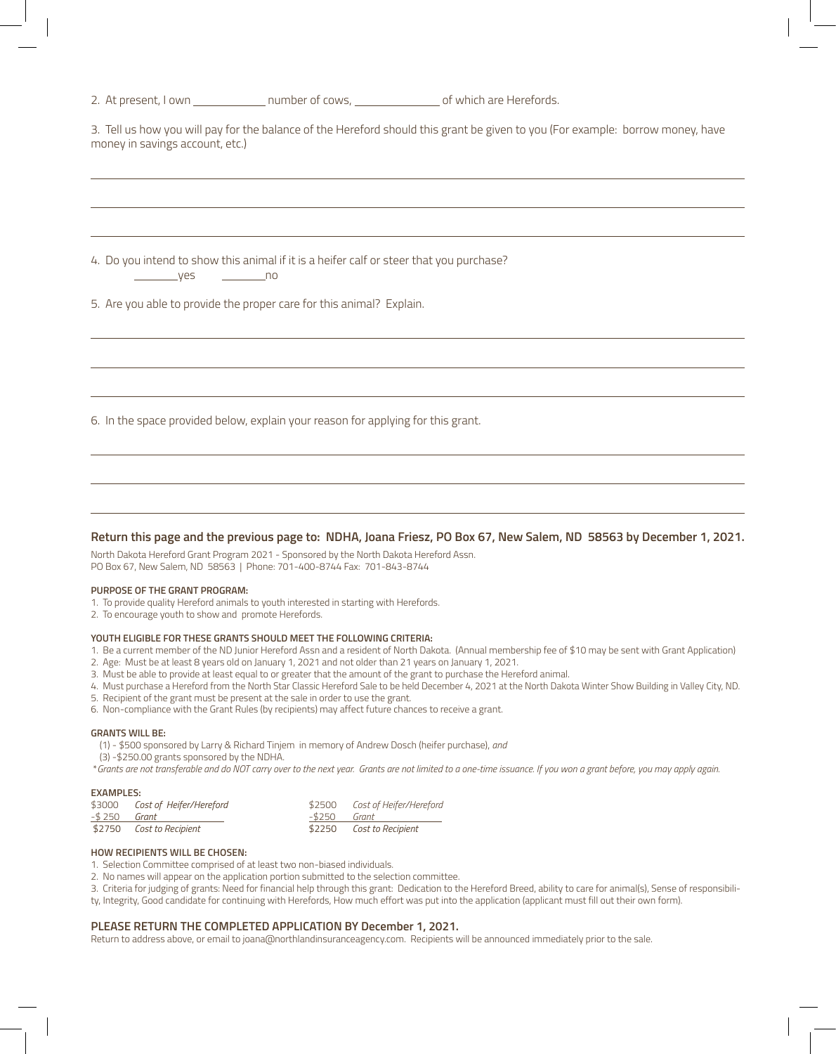2. At present, I own ____________ number of cows, ______________ of which are Herefords.

3. Tell us how you will pay for the balance of the Hereford should this grant be given to you (For example: borrow money, have money in savings account, etc.)

______________________________________________________________________

______________________________________________________________________

______________________________________________________________________

4. Do you intend to show this animal if it is a heifer calf or steer that you purchase?

_______yes _______no

5. Are you able to provide the proper care for this animal? Explain.

______________________________________________________________________

______________________________________________________________________

______________________________________________________________________

6. In the space provided below, explain your reason for applying for this grant.

______________________________________________________________________

______________________________________________________________________

______________________________________________________________________

**Return this page and the previous page to: NDHA, Joana Friesz, PO Box 67, New Salem, ND 58563 by December 1, 2021.**

North Dakota Hereford Grant Program 2021 - Sponsored by the North Dakota Hereford Assn.
PO Box 67, New Salem, ND 58563 | Phone: 701-400-8744 Fax: 701-843-8744

**PURPOSE OF THE GRANT PROGRAM:**

1. To provide quality Hereford animals to youth interested in starting with Herefords.
2. To encourage youth to show and promote Herefords.

**YOUTH ELIGIBLE FOR THESE GRANTS SHOULD MEET THE FOLLOWING CRITERIA:**

1. Be a current member of the ND Junior Hereford Assn and a resident of North Dakota. (Annual membership fee of $10 may be sent with Grant Application)
2. Age: Must be at least 8 years old on January 1, 2021 and not older than 21 years on January 1, 2021.
3. Must be able to provide at least equal to or greater that the amount of the grant to purchase the Hereford animal.
4. Must purchase a Hereford from the North Star Classic Hereford Sale to be held December 4, 2021 at the North Dakota Winter Show Building in Valley City, ND.
5. Recipient of the grant must be present at the sale in order to use the grant.
6. Non-compliance with the Grant Rules (by recipients) may affect future chances to receive a grant.

**GRANTS WILL BE:**

(1) - $500 sponsored by Larry & Richard Tinjem in memory of Andrew Dosch (heifer purchase), *and*

(3) -$250.00 grants sponsored by the NDHA.

*\*Grants are not transferable and do NOT carry over to the next year. Grants are not limited to a one-time issuance. If you won a grant before, you may apply again.*

**EXAMPLES:**

| | | | |
|---|---|---|---|
| $3000 | *Cost of Heifer/Hereford* | $2500 | *Cost of Heifer/Hereford* |
| -$ 250 | *Grant* | -$250 | *Grant* |
| $2750 | *Cost to Recipient* | $2250 | *Cost to Recipient* |

**HOW RECIPIENTS WILL BE CHOSEN:**

1. Selection Committee comprised of at least two non-biased individuals.
2. No names will appear on the application portion submitted to the selection committee.
3. Criteria for judging of grants: Need for financial help through this grant: Dedication to the Hereford Breed, ability to care for animal(s), Sense of responsibility, Integrity, Good candidate for continuing with Herefords, How much effort was put into the application (applicant must fill out their own form).

**PLEASE RETURN THE COMPLETED APPLICATION BY December 1, 2021.**

Return to address above, or email to joana@northlandinsuranceagency.com. Recipients will be announced immediately prior to the sale.